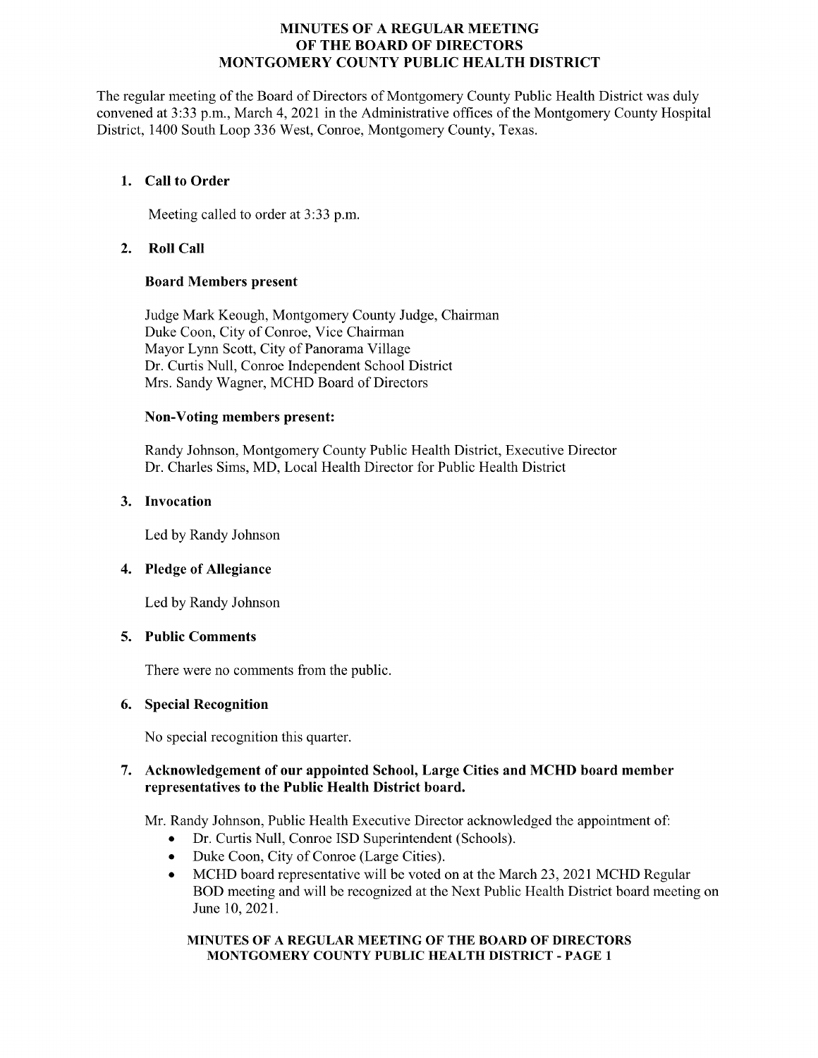# MINUTES OF A REGULAR MEETING OF THE BOARD OF DIRECTORS MONTGOMERY COUNTY PUBLIC HEALTH DISTRICT

The regular meeting of the Board of Directors of Montgomery County Public Health District was duly convened at 3:33 p.m., March 4, 2021 in the Administrative offices of the Montgomery County Hospital District, 1400 South Loop 336 West, Conroe, Montgomery County, Texas.

1. **Call to Order**

   Meeting called to order at 3:33 p.m.

2. **Roll Call**

   **Board Members present**

   Judge Mark Keough, Montgomery County Judge, Chairman
   Duke Coon, City of Conroe, Vice Chairman
   Mayor Lynn Scott, City of Panorama Village
   Dr. Curtis Null, Conroe Independent School District
   Mrs. Sandy Wagner, MCHD Board of Directors

   **Non-Voting members present:**

   Randy Johnson, Montgomery County Public Health District, Executive Director
   Dr. Charles Sims, MD, Local Health Director for Public Health District

3. **Invocation**

   Led by Randy Johnson

4. **Pledge of Allegiance**

   Led by Randy Johnson

5. **Public Comments**

   There were no comments from the public.

6. **Special Recognition**

   No special recognition this quarter.

7. **Acknowledgement of our appointed School, Large Cities and MCHD board member representatives to the Public Health District board.**

   Mr. Randy Johnson, Public Health Executive Director acknowledged the appointment of:

   - Dr. Curtis Null, Conroe ISD Superintendent (Schools).
   - Duke Coon, City of Conroe (Large Cities).
   - MCHD board representative will be voted on at the March 23, 2021 MCHD Regular BOD meeting and will be recognized at the Next Public Health District board meeting on June 10, 2021.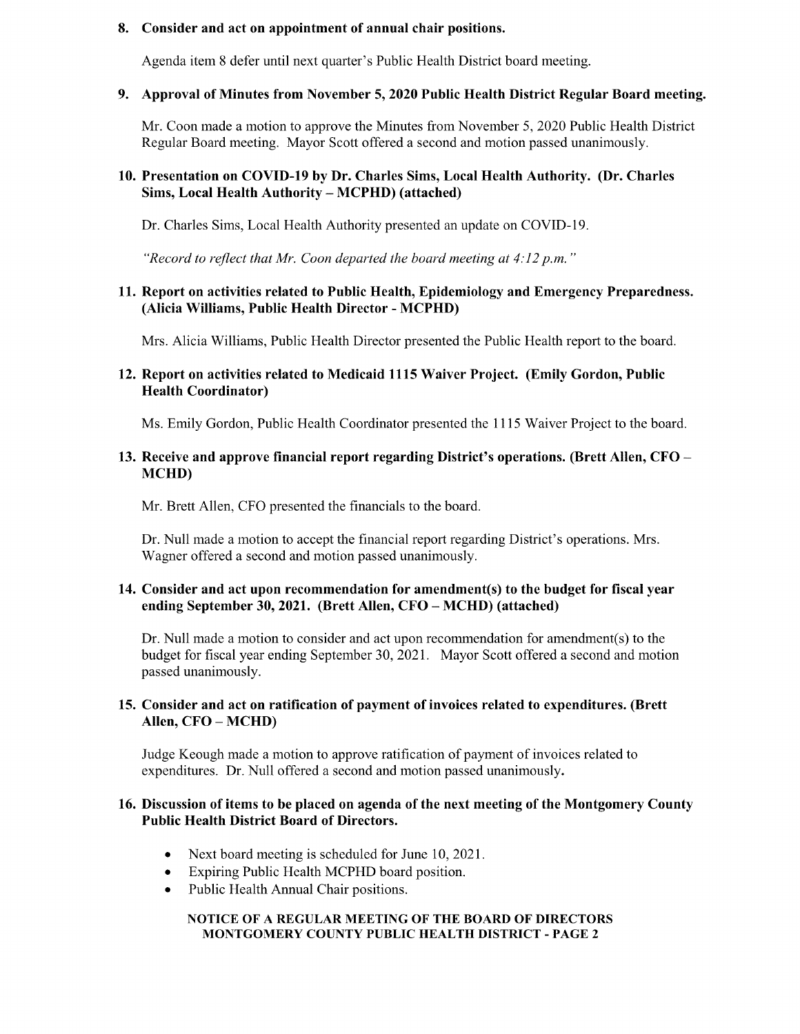**8. Consider and act on appointment of annual chair positions.**

Agenda item 8 defer until next quarter's Public Health District board meeting.

**9. Approval of Minutes from November 5, 2020 Public Health District Regular Board meeting.**

Mr. Coon made a motion to approve the Minutes from November 5, 2020 Public Health District Regular Board meeting. Mayor Scott offered a second and motion passed unanimously.

**10. Presentation on COVID-19 by Dr. Charles Sims, Local Health Authority. (Dr. Charles Sims, Local Health Authority – MCPHD) (attached)**

Dr. Charles Sims, Local Health Authority presented an update on COVID-19.

*"Record to reflect that Mr. Coon departed the board meeting at 4:12 p.m."*

**11. Report on activities related to Public Health, Epidemiology and Emergency Preparedness. (Alicia Williams, Public Health Director - MCPHD)**

Mrs. Alicia Williams, Public Health Director presented the Public Health report to the board.

**12. Report on activities related to Medicaid 1115 Waiver Project. (Emily Gordon, Public Health Coordinator)**

Ms. Emily Gordon, Public Health Coordinator presented the 1115 Waiver Project to the board.

**13. Receive and approve financial report regarding District's operations. (Brett Allen, CFO – MCHD)**

Mr. Brett Allen, CFO presented the financials to the board.

Dr. Null made a motion to accept the financial report regarding District's operations. Mrs. Wagner offered a second and motion passed unanimously.

**14. Consider and act upon recommendation for amendment(s) to the budget for fiscal year ending September 30, 2021. (Brett Allen, CFO – MCHD) (attached)**

Dr. Null made a motion to consider and act upon recommendation for amendment(s) to the budget for fiscal year ending September 30, 2021. Mayor Scott offered a second and motion passed unanimously.

**15. Consider and act on ratification of payment of invoices related to expenditures. (Brett Allen, CFO – MCHD)**

Judge Keough made a motion to approve ratification of payment of invoices related to expenditures. Dr. Null offered a second and motion passed unanimously.

**16. Discussion of items to be placed on agenda of the next meeting of the Montgomery County Public Health District Board of Directors.**

- Next board meeting is scheduled for June 10, 2021.
- Expiring Public Health MCPHD board position.
- Public Health Annual Chair positions.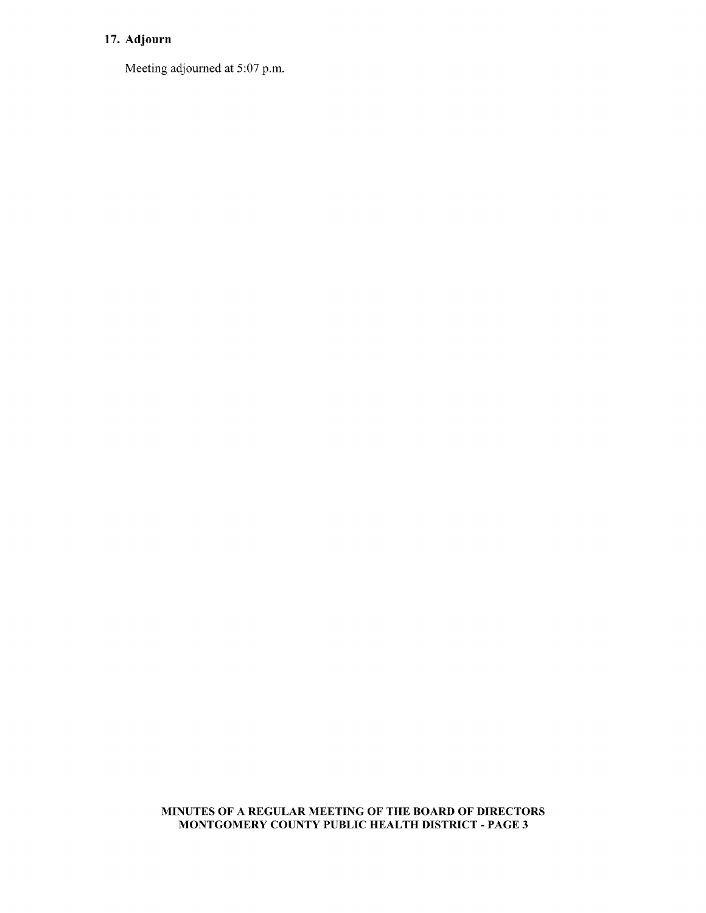## 17. Adjourn

Meeting adjourned at 5:07 p.m.